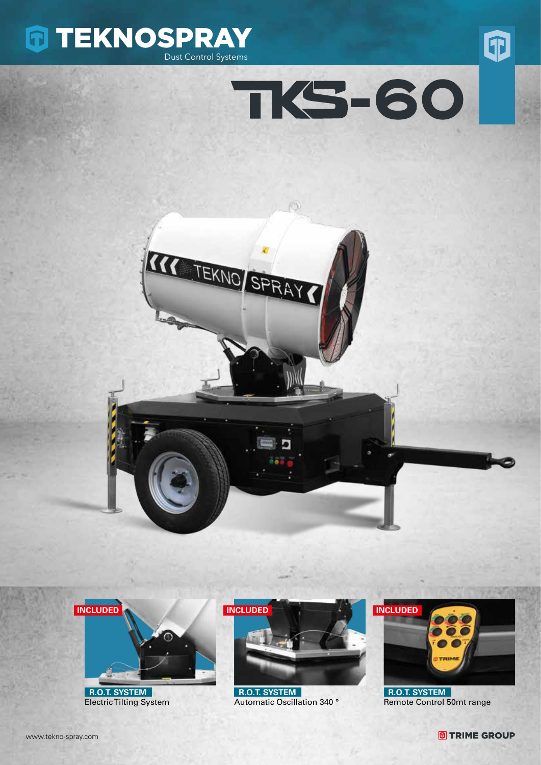# TEKNOSPRAY

Dust Control Systems

# TKS-60

INCLUDED

**R.O.T. SYSTEM**

Electric Tilting System

INCLUDED

**R.O.T. SYSTEM**

Automatic Oscillation 340 °

INCLUDED

**R.O.T. SYSTEM**

Remote Control 50mt range

www.tekno-spray.com

TRIME GROUP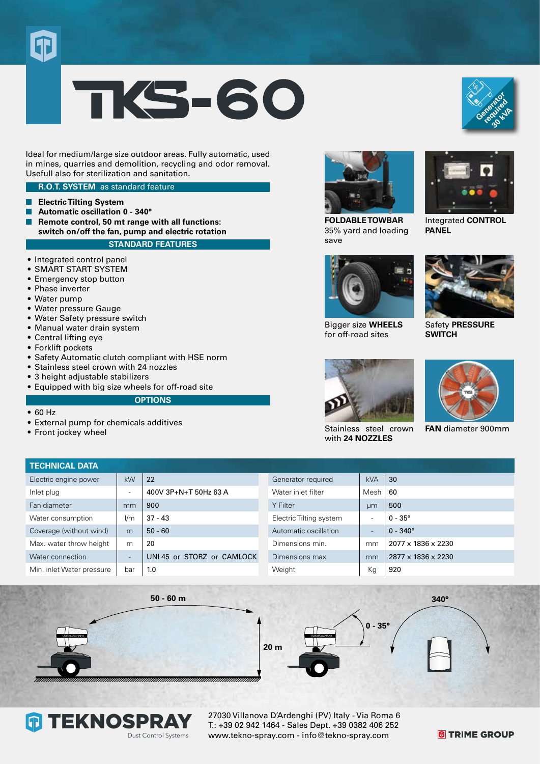# TKS-60

Generator required 30 kVA

Ideal for medium/large size outdoor areas. Fully automatic, used in mines, quarries and demolition, recycling and odor removal. Usefull also for sterilization and sanitation.

## R.O.T. SYSTEM as standard feature

- **Electric Tilting System**
- **Automatic oscillation 0 - 340°**
- **Remote control, 50 mt range with all functions: switch on/off the fan, pump and electric rotation**

## STANDARD FEATURES

- Integrated control panel
- SMART START SYSTEM
- Emergency stop button
- Phase inverter
- Water pump
- Water pressure Gauge
- Water Safety pressure switch
- Manual water drain system
- Central lifting eye
- Forklift pockets
- Safety Automatic clutch compliant with HSE norm
- Stainless steel crown with 24 nozzles
- 3 height adjustable stabilizers
- Equipped with big size wheels for off-road site

## OPTIONS

- 60 Hz
- External pump for chemicals additives
- Front jockey wheel

**FOLDABLE TOWBAR** 35% yard and loading save

Integrated **CONTROL PANEL**

Bigger size **WHEELS** for off-road sites

Safety **PRESSURE SWITCH**

Stainless steel crown with **24 NOZZLES**

**FAN** diameter 900mm

## TECHNICAL DATA

| | | | | | |
|---|---|---|---|---|---|
| Electric engine power | kW | 22 | Generator required | kVA | 30 |
| Inlet plug | - | 400V 3P+N+T 50Hz 63 A | Water inlet filter | Mesh | 60 |
| Fan diameter | mm | 900 | Y Filter | μm | 500 |
| Water consumption | l/m | 37 - 43 | Electric Tilting system | - | 0 - 35° |
| Coverage (without wind) | m | 50 - 60 | Automatic oscillation | - | 0 - 340° |
| Max. water throw height | m | 20 | Dimensions min. | mm | 2077 x 1836 x 2230 |
| Water connection | - | UNI 45 or STORZ or CAMLOCK | Dimensions max | mm | 2877 x 1836 x 2230 |
| Min. inlet Water pressure | bar | 1.0 | Weight | Kg | 920 |

50 - 60 m

20 m

0 - 35°

340°

**TEKNOSPRAY** Dust Control Systems

27030 Villanova D'Ardenghi (PV) Italy - Via Roma 6
T.: +39 02 942 1464 - Sales Dept. +39 0382 406 252
www.tekno-spray.com - info@tekno-spray.com

TRIME GROUP